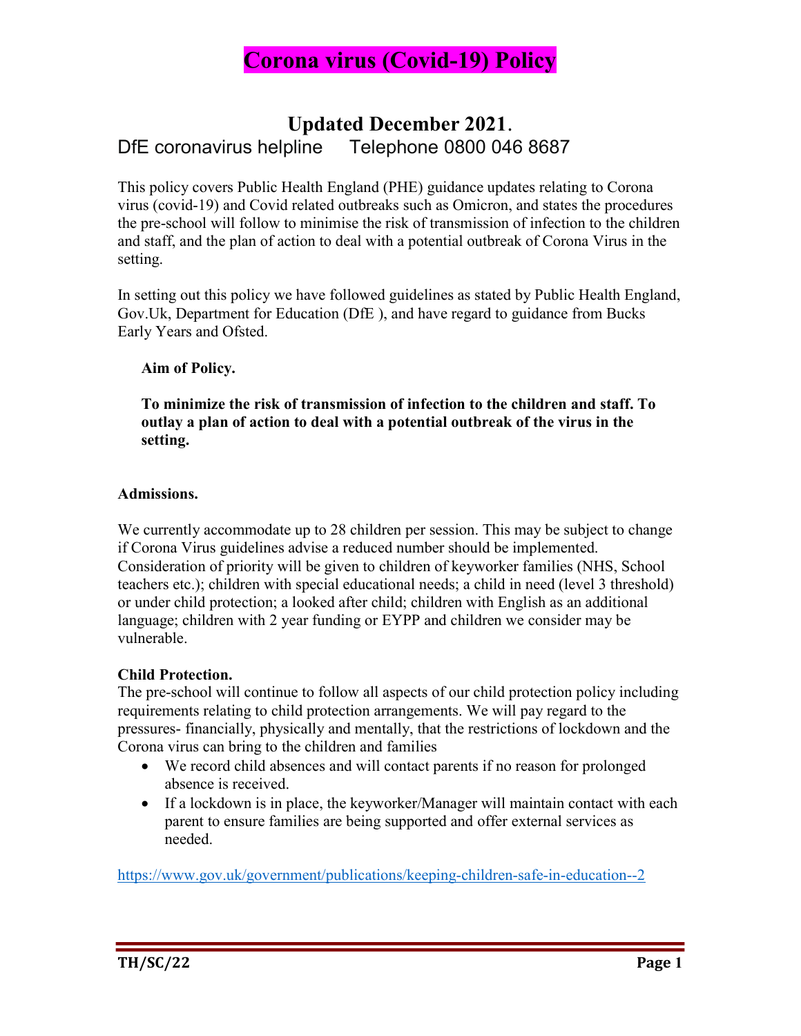# Corona virus (Covid-19) Policy

## Updated December 2021.

DfE coronavirus helpline Telephone 0800 046 8687

This policy covers Public Health England (PHE) guidance updates relating to Corona virus (covid-19) and Covid related outbreaks such as Omicron, and states the procedures the pre-school will follow to minimise the risk of transmission of infection to the children and staff, and the plan of action to deal with a potential outbreak of Corona Virus in the setting.

In setting out this policy we have followed guidelines as stated by Public Health England, Gov.Uk, Department for Education (DfE ), and have regard to guidance from Bucks Early Years and Ofsted.

**Aim of Policy.**

**To minimize the risk of transmission of infection to the children and staff. To outlay a plan of action to deal with a potential outbreak of the virus in the setting.**

**Admissions.**

We currently accommodate up to 28 children per session. This may be subject to change if Corona Virus guidelines advise a reduced number should be implemented. Consideration of priority will be given to children of keyworker families (NHS, School teachers etc.); children with special educational needs; a child in need (level 3 threshold) or under child protection; a looked after child; children with English as an additional language; children with 2 year funding or EYPP and children we consider may be vulnerable.

**Child Protection.**

The pre-school will continue to follow all aspects of our child protection policy including requirements relating to child protection arrangements. We will pay regard to the pressures- financially, physically and mentally, that the restrictions of lockdown and the Corona virus can bring to the children and families

- We record child absences and will contact parents if no reason for prolonged absence is received.
- If a lockdown is in place, the keyworker/Manager will maintain contact with each parent to ensure families are being supported and offer external services as needed.

https://www.gov.uk/government/publications/keeping-children-safe-in-education--2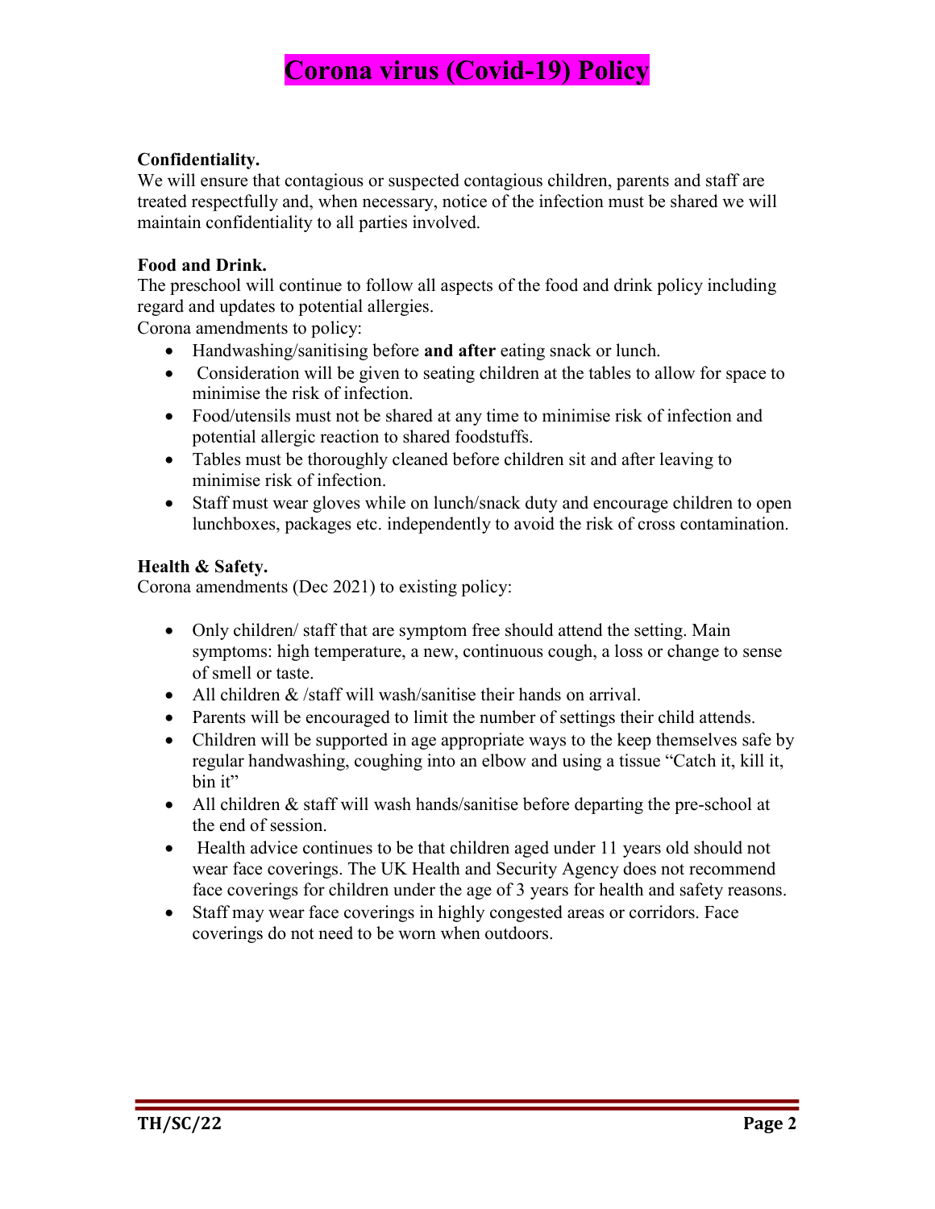# Corona virus (Covid-19) Policy

**Confidentiality.**
We will ensure that contagious or suspected contagious children, parents and staff are treated respectfully and, when necessary, notice of the infection must be shared we will maintain confidentiality to all parties involved.

**Food and Drink.**
The preschool will continue to follow all aspects of the food and drink policy including regard and updates to potential allergies.
Corona amendments to policy:

- Handwashing/sanitising before **and after** eating snack or lunch.
- Consideration will be given to seating children at the tables to allow for space to minimise the risk of infection.
- Food/utensils must not be shared at any time to minimise risk of infection and potential allergic reaction to shared foodstuffs.
- Tables must be thoroughly cleaned before children sit and after leaving to minimise risk of infection.
- Staff must wear gloves while on lunch/snack duty and encourage children to open lunchboxes, packages etc. independently to avoid the risk of cross contamination.

**Health & Safety.**
Corona amendments (Dec 2021) to existing policy:

- Only children/ staff that are symptom free should attend the setting. Main symptoms: high temperature, a new, continuous cough, a loss or change to sense of smell or taste.
- All children & /staff will wash/sanitise their hands on arrival.
- Parents will be encouraged to limit the number of settings their child attends.
- Children will be supported in age appropriate ways to the keep themselves safe by regular handwashing, coughing into an elbow and using a tissue "Catch it, kill it, bin it"
- All children & staff will wash hands/sanitise before departing the pre-school at the end of session.
- Health advice continues to be that children aged under 11 years old should not wear face coverings. The UK Health and Security Agency does not recommend face coverings for children under the age of 3 years for health and safety reasons.
- Staff may wear face coverings in highly congested areas or corridors. Face coverings do not need to be worn when outdoors.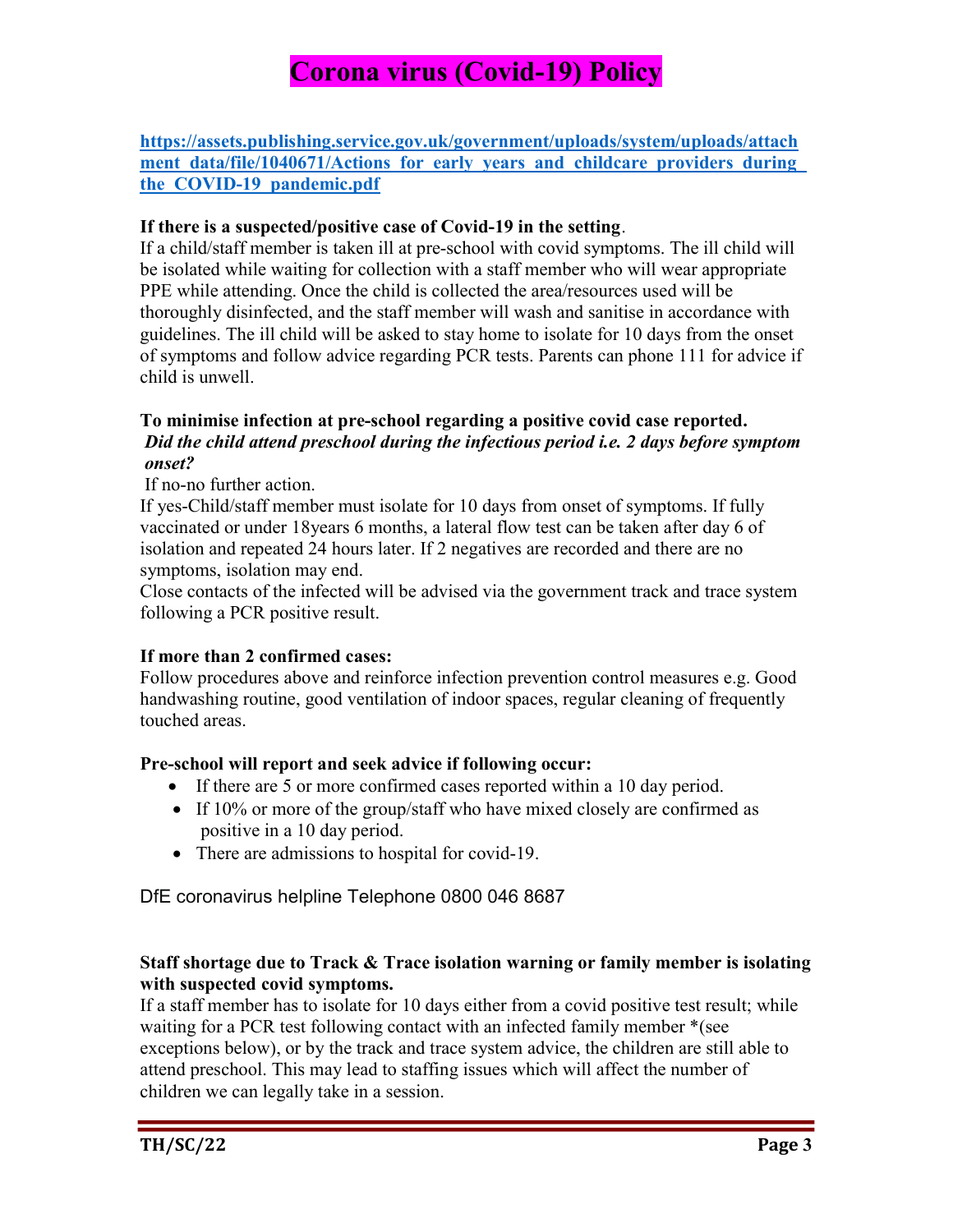# Corona virus (Covid-19) Policy

**https://assets.publishing.service.gov.uk/government/uploads/system/uploads/attachment_data/file/1040671/Actions_for_early_years_and_childcare_providers_during_the_COVID-19_pandemic.pdf**

**If there is a suspected/positive case of Covid-19 in the setting**.

If a child/staff member is taken ill at pre-school with covid symptoms. The ill child will be isolated while waiting for collection with a staff member who will wear appropriate PPE while attending. Once the child is collected the area/resources used will be thoroughly disinfected, and the staff member will wash and sanitise in accordance with guidelines. The ill child will be asked to stay home to isolate for 10 days from the onset of symptoms and follow advice regarding PCR tests. Parents can phone 111 for advice if child is unwell.

**To minimise infection at pre-school regarding a positive covid case reported.**

***Did the child attend preschool during the infectious period i.e. 2 days before symptom onset?***

If no-no further action.

If yes-Child/staff member must isolate for 10 days from onset of symptoms. If fully vaccinated or under 18years 6 months, a lateral flow test can be taken after day 6 of isolation and repeated 24 hours later. If 2 negatives are recorded and there are no symptoms, isolation may end.

Close contacts of the infected will be advised via the government track and trace system following a PCR positive result.

**If more than 2 confirmed cases:**

Follow procedures above and reinforce infection prevention control measures e.g. Good handwashing routine, good ventilation of indoor spaces, regular cleaning of frequently touched areas.

**Pre-school will report and seek advice if following occur:**

- If there are 5 or more confirmed cases reported within a 10 day period.
- If 10% or more of the group/staff who have mixed closely are confirmed as positive in a 10 day period.
- There are admissions to hospital for covid-19.

DfE coronavirus helpline Telephone 0800 046 8687

**Staff shortage due to Track & Trace isolation warning or family member is isolating with suspected covid symptoms.**

If a staff member has to isolate for 10 days either from a covid positive test result; while waiting for a PCR test following contact with an infected family member *(see exceptions below), or by the track and trace system advice, the children are still able to attend preschool. This may lead to staffing issues which will affect the number of children we can legally take in a session.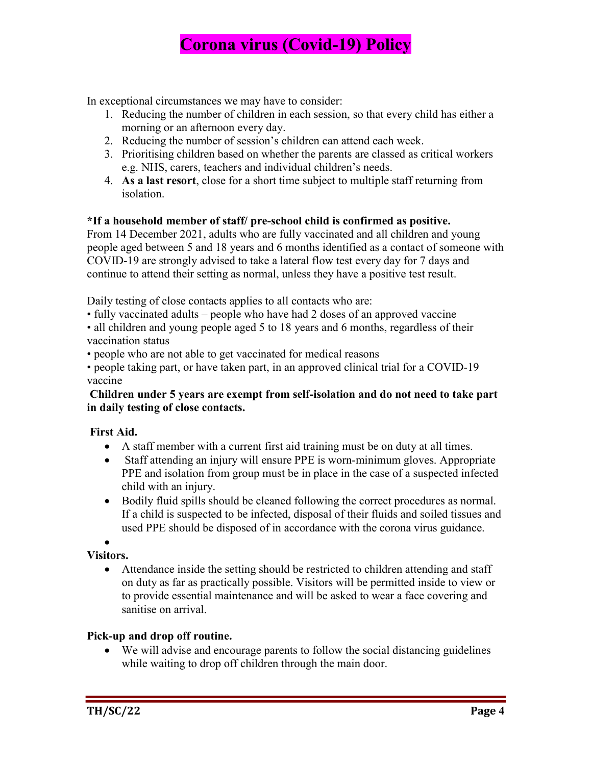# Corona virus (Covid-19) Policy

In exceptional circumstances we may have to consider:

1. Reducing the number of children in each session, so that every child has either a morning or an afternoon every day.
2. Reducing the number of session's children can attend each week.
3. Prioritising children based on whether the parents are classed as critical workers e.g. NHS, carers, teachers and individual children's needs.
4. **As a last resort**, close for a short time subject to multiple staff returning from isolation.

**\*If a household member of staff/ pre-school child is confirmed as positive.**
From 14 December 2021, adults who are fully vaccinated and all children and young people aged between 5 and 18 years and 6 months identified as a contact of someone with COVID-19 are strongly advised to take a lateral flow test every day for 7 days and continue to attend their setting as normal, unless they have a positive test result.

Daily testing of close contacts applies to all contacts who are:

- fully vaccinated adults – people who have had 2 doses of an approved vaccine
- all children and young people aged 5 to 18 years and 6 months, regardless of their vaccination status
- people who are not able to get vaccinated for medical reasons
- people taking part, or have taken part, in an approved clinical trial for a COVID-19 vaccine

**Children under 5 years are exempt from self-isolation and do not need to take part in daily testing of close contacts.**

**First Aid.**

- A staff member with a current first aid training must be on duty at all times.
- Staff attending an injury will ensure PPE is worn-minimum gloves. Appropriate PPE and isolation from group must be in place in the case of a suspected infected child with an injury.
- Bodily fluid spills should be cleaned following the correct procedures as normal. If a child is suspected to be infected, disposal of their fluids and soiled tissues and used PPE should be disposed of in accordance with the corona virus guidance.

**Visitors.**

- Attendance inside the setting should be restricted to children attending and staff on duty as far as practically possible. Visitors will be permitted inside to view or to provide essential maintenance and will be asked to wear a face covering and sanitise on arrival.

**Pick-up and drop off routine.**

- We will advise and encourage parents to follow the social distancing guidelines while waiting to drop off children through the main door.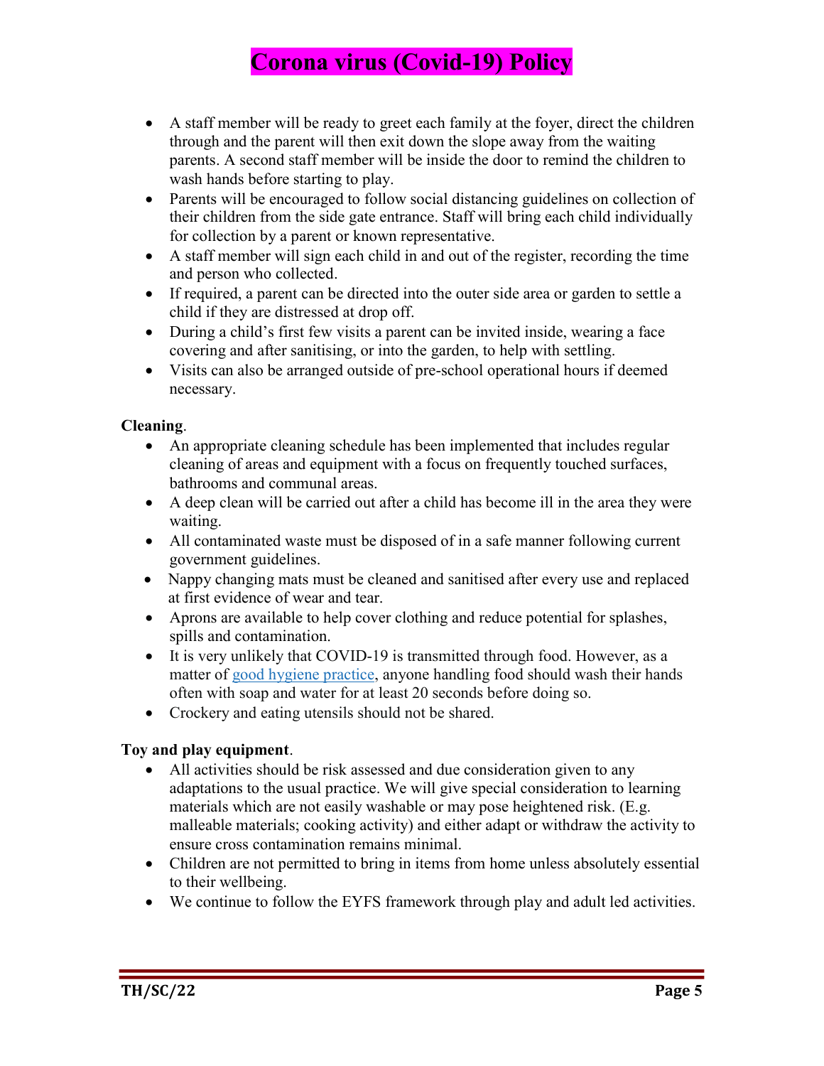# Corona virus (Covid-19) Policy

- A staff member will be ready to greet each family at the foyer, direct the children through and the parent will then exit down the slope away from the waiting parents. A second staff member will be inside the door to remind the children to wash hands before starting to play.
- Parents will be encouraged to follow social distancing guidelines on collection of their children from the side gate entrance. Staff will bring each child individually for collection by a parent or known representative.
- A staff member will sign each child in and out of the register, recording the time and person who collected.
- If required, a parent can be directed into the outer side area or garden to settle a child if they are distressed at drop off.
- During a child's first few visits a parent can be invited inside, wearing a face covering and after sanitising, or into the garden, to help with settling.
- Visits can also be arranged outside of pre-school operational hours if deemed necessary.

**Cleaning**.

- An appropriate cleaning schedule has been implemented that includes regular cleaning of areas and equipment with a focus on frequently touched surfaces, bathrooms and communal areas.
- A deep clean will be carried out after a child has become ill in the area they were waiting.
- All contaminated waste must be disposed of in a safe manner following current government guidelines.
- Nappy changing mats must be cleaned and sanitised after every use and replaced at first evidence of wear and tear.
- Aprons are available to help cover clothing and reduce potential for splashes, spills and contamination.
- It is very unlikely that COVID-19 is transmitted through food. However, as a matter of good hygiene practice, anyone handling food should wash their hands often with soap and water for at least 20 seconds before doing so.
- Crockery and eating utensils should not be shared.

**Toy and play equipment**.

- All activities should be risk assessed and due consideration given to any adaptations to the usual practice. We will give special consideration to learning materials which are not easily washable or may pose heightened risk. (E.g. malleable materials; cooking activity) and either adapt or withdraw the activity to ensure cross contamination remains minimal.
- Children are not permitted to bring in items from home unless absolutely essential to their wellbeing.
- We continue to follow the EYFS framework through play and adult led activities.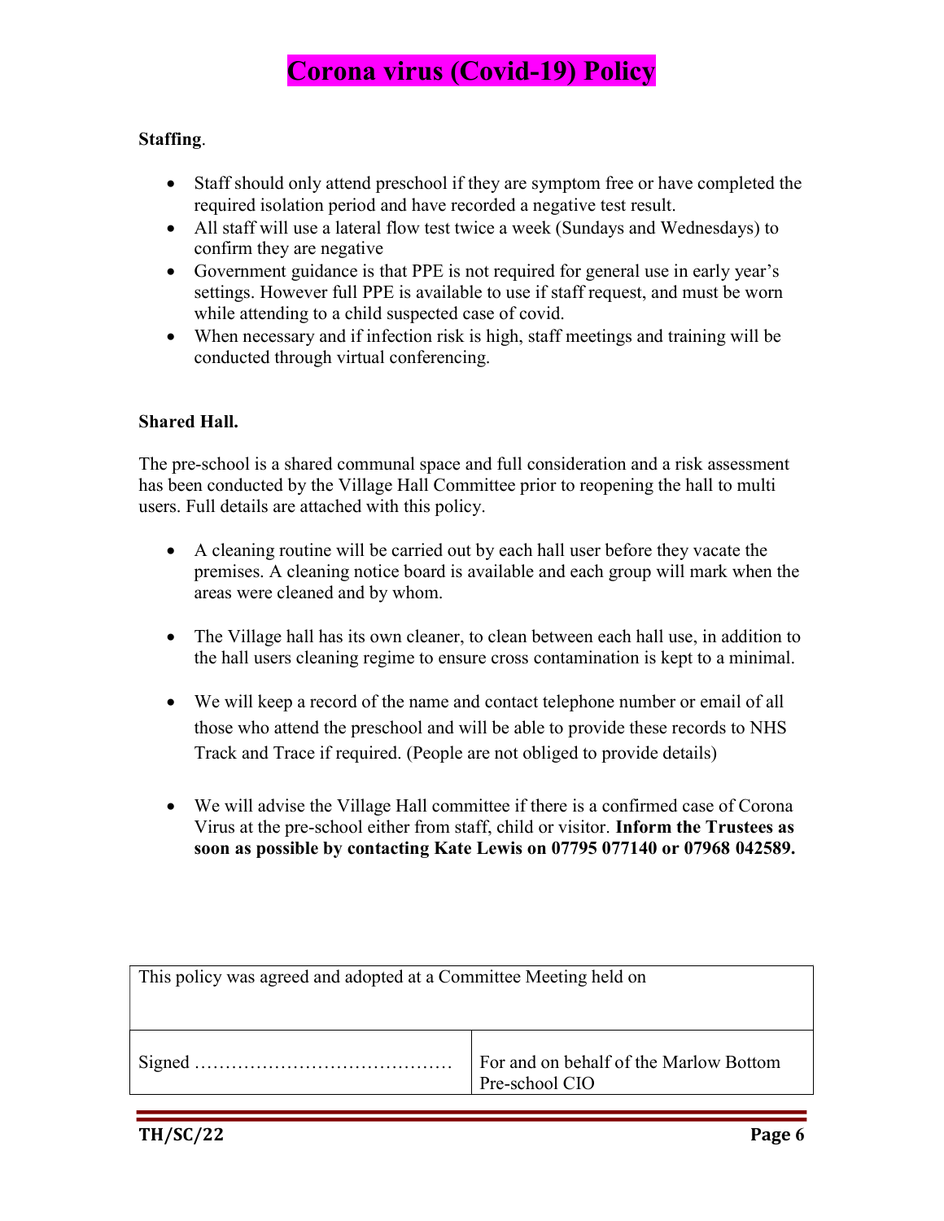# Corona virus (Covid-19) Policy

**Staffing**.

- Staff should only attend preschool if they are symptom free or have completed the required isolation period and have recorded a negative test result.
- All staff will use a lateral flow test twice a week (Sundays and Wednesdays) to confirm they are negative
- Government guidance is that PPE is not required for general use in early year's settings. However full PPE is available to use if staff request, and must be worn while attending to a child suspected case of covid.
- When necessary and if infection risk is high, staff meetings and training will be conducted through virtual conferencing.

**Shared Hall.**

The pre-school is a shared communal space and full consideration and a risk assessment has been conducted by the Village Hall Committee prior to reopening the hall to multi users. Full details are attached with this policy.

- A cleaning routine will be carried out by each hall user before they vacate the premises. A cleaning notice board is available and each group will mark when the areas were cleaned and by whom.
- The Village hall has its own cleaner, to clean between each hall use, in addition to the hall users cleaning regime to ensure cross contamination is kept to a minimal.
- We will keep a record of the name and contact telephone number or email of all those who attend the preschool and will be able to provide these records to NHS Track and Trace if required. (People are not obliged to provide details)
- We will advise the Village Hall committee if there is a confirmed case of Corona Virus at the pre-school either from staff, child or visitor. **Inform the Trustees as soon as possible by contacting Kate Lewis on 07795 077140 or 07968 042589.**

| This policy was agreed and adopted at a Committee Meeting held on | |
|---|---|
| Signed …………………………………… | For and on behalf of the Marlow Bottom Pre-school CIO |

TH/SC/22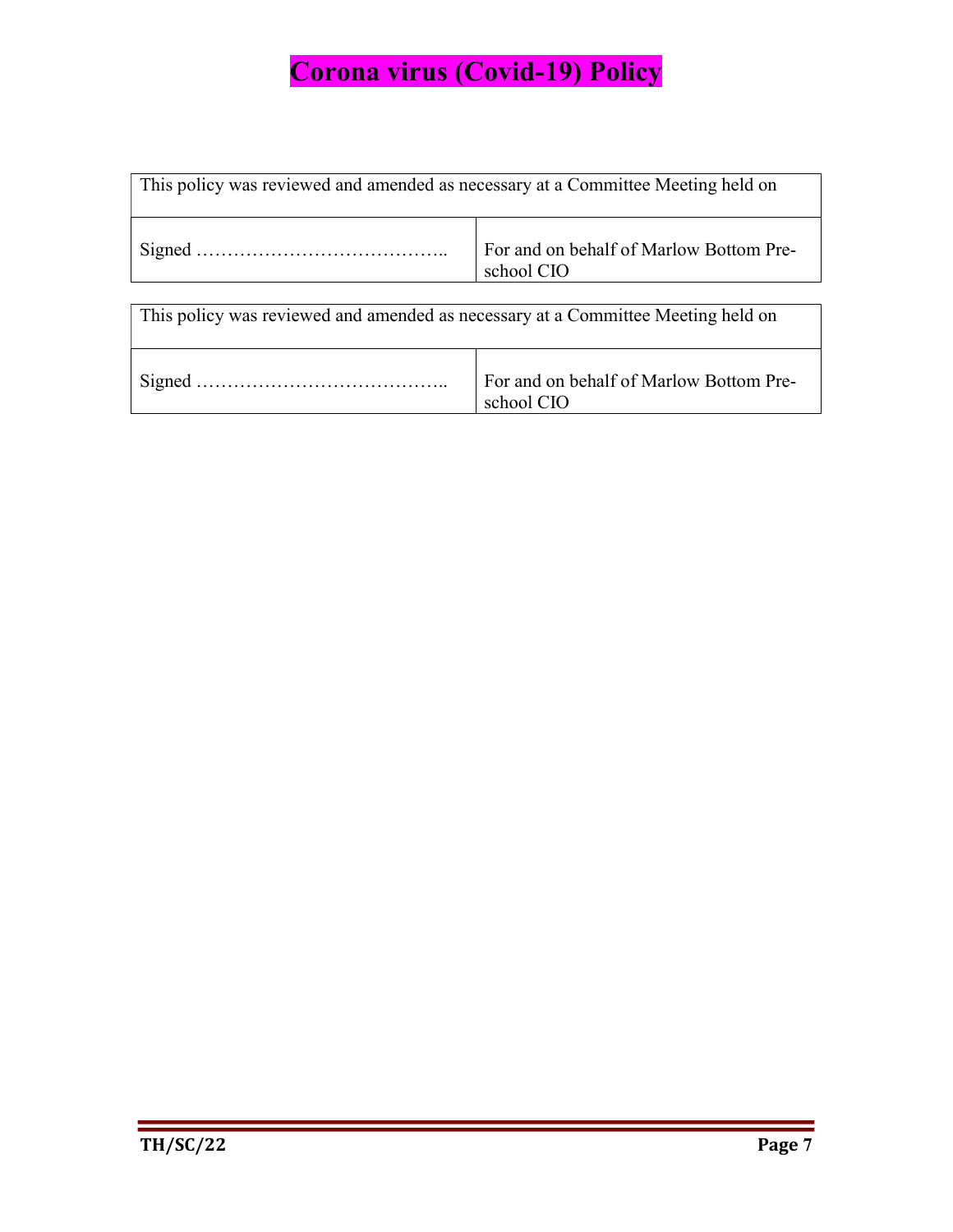# Corona virus (Covid-19) Policy

| This policy was reviewed and amended as necessary at a Committee Meeting held on | |
|---|---|
| Signed ………………………………….. | For and on behalf of Marlow Bottom Pre-school CIO |

| This policy was reviewed and amended as necessary at a Committee Meeting held on | |
|---|---|
| Signed ………………………………….. | For and on behalf of Marlow Bottom Pre-school CIO |